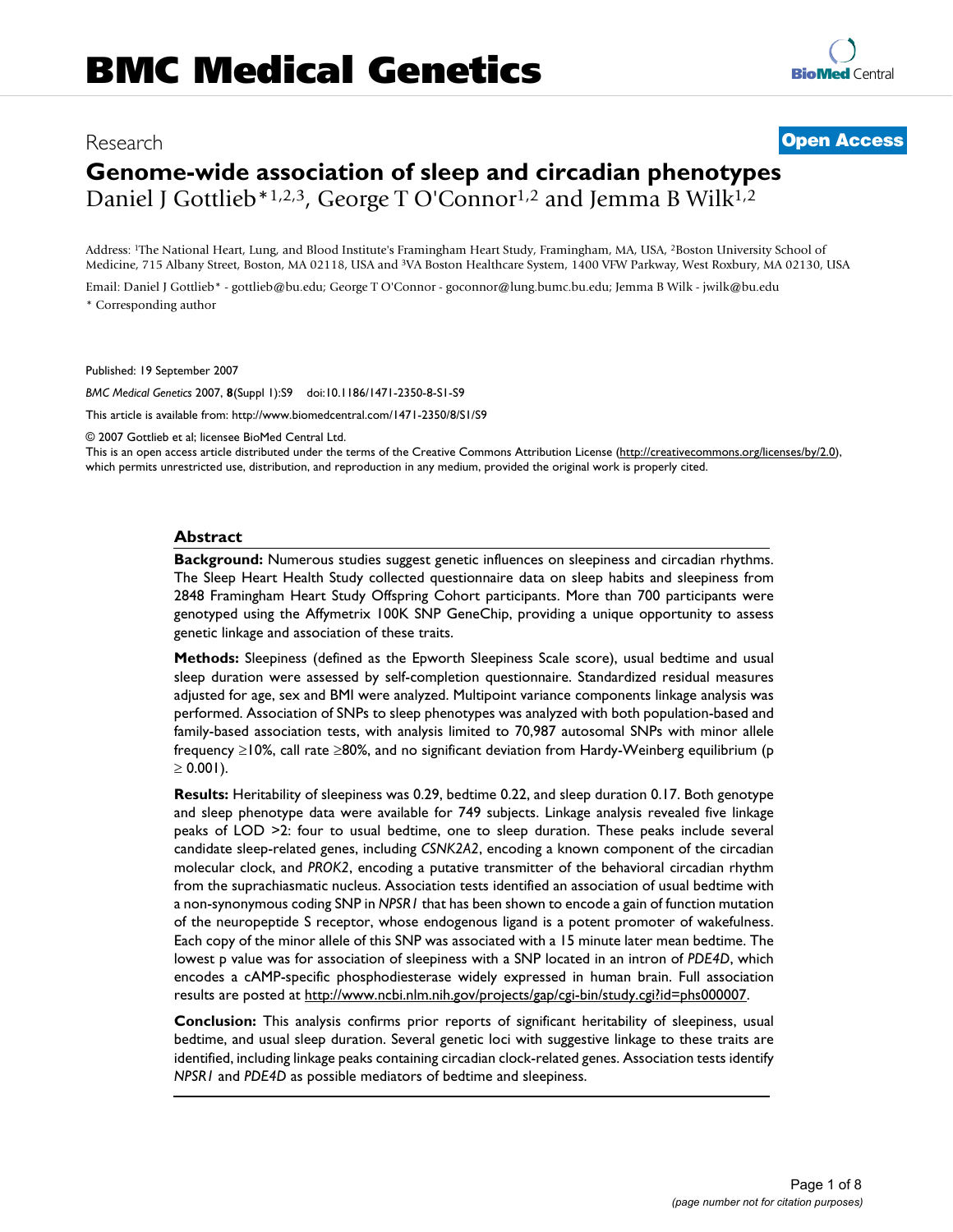# BMC Medical Genetics

Research

**Open Access**

# Genome-wide association of sleep and circadian phenotypes

Daniel J Gottlieb*[1,2,3], George T O'Connor[1,2] and Jemma B Wilk[1,2]

Address: [1]The National Heart, Lung, and Blood Institute's Framingham Heart Study, Framingham, MA, USA, [2]Boston University School of Medicine, 715 Albany Street, Boston, MA 02118, USA and [3]VA Boston Healthcare System, 1400 VFW Parkway, West Roxbury, MA 02130, USA

Email: Daniel J Gottlieb* - gottlieb@bu.edu; George T O'Connor - goconnor@lung.bumc.bu.edu; Jemma B Wilk - jwilk@bu.edu

\* Corresponding author

Published: 19 September 2007

*BMC Medical Genetics* 2007, **8**(Suppl 1):S9 doi:10.1186/1471-2350-8-S1-S9

This article is available from: http://www.biomedcentral.com/1471-2350/8/S1/S9

© 2007 Gottlieb et al; licensee BioMed Central Ltd.

This is an open access article distributed under the terms of the Creative Commons Attribution License (http://creativecommons.org/licenses/by/2.0), which permits unrestricted use, distribution, and reproduction in any medium, provided the original work is properly cited.

## Abstract

**Background:** Numerous studies suggest genetic influences on sleepiness and circadian rhythms. The Sleep Heart Health Study collected questionnaire data on sleep habits and sleepiness from 2848 Framingham Heart Study Offspring Cohort participants. More than 700 participants were genotyped using the Affymetrix 100K SNP GeneChip, providing a unique opportunity to assess genetic linkage and association of these traits.

**Methods:** Sleepiness (defined as the Epworth Sleepiness Scale score), usual bedtime and usual sleep duration were assessed by self-completion questionnaire. Standardized residual measures adjusted for age, sex and BMI were analyzed. Multipoint variance components linkage analysis was performed. Association of SNPs to sleep phenotypes was analyzed with both population-based and family-based association tests, with analysis limited to 70,987 autosomal SNPs with minor allele frequency ≥10%, call rate ≥80%, and no significant deviation from Hardy-Weinberg equilibrium ($p \geq 0.001$).

**Results:** Heritability of sleepiness was 0.29, bedtime 0.22, and sleep duration 0.17. Both genotype and sleep phenotype data were available for 749 subjects. Linkage analysis revealed five linkage peaks of LOD >2: four to usual bedtime, one to sleep duration. These peaks include several candidate sleep-related genes, including *CSNK2A2*, encoding a known component of the circadian molecular clock, and *PROK2*, encoding a putative transmitter of the behavioral circadian rhythm from the suprachiasmatic nucleus. Association tests identified an association of usual bedtime with a non-synonymous coding SNP in *NPSR1* that has been shown to encode a gain of function mutation of the neuropeptide S receptor, whose endogenous ligand is a potent promoter of wakefulness. Each copy of the minor allele of this SNP was associated with a 15 minute later mean bedtime. The lowest p value was for association of sleepiness with a SNP located in an intron of *PDE4D*, which encodes a cAMP-specific phosphodiesterase widely expressed in human brain. Full association results are posted at http://www.ncbi.nlm.nih.gov/projects/gap/cgi-bin/study.cgi?id=phs000007.

**Conclusion:** This analysis confirms prior reports of significant heritability of sleepiness, usual bedtime, and usual sleep duration. Several genetic loci with suggestive linkage to these traits are identified, including linkage peaks containing circadian clock-related genes. Association tests identify *NPSR1* and *PDE4D* as possible mediators of bedtime and sleepiness.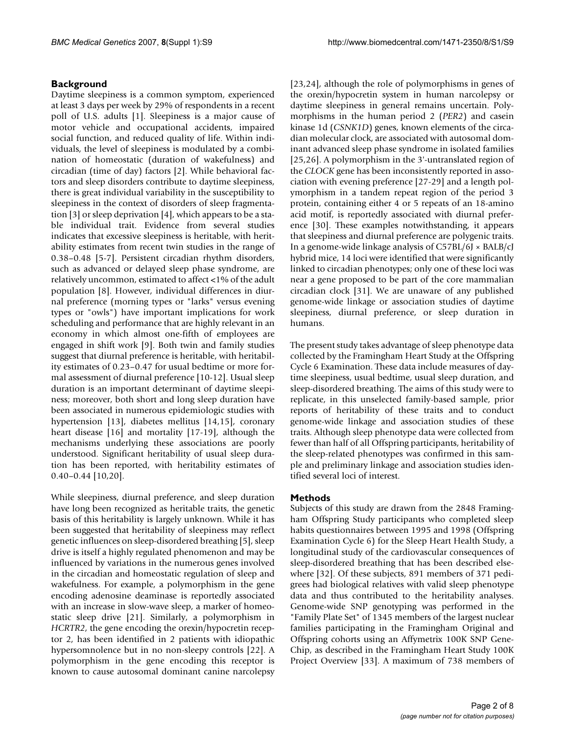## Background

Daytime sleepiness is a common symptom, experienced at least 3 days per week by 29% of respondents in a recent poll of U.S. adults [1]. Sleepiness is a major cause of motor vehicle and occupational accidents, impaired social function, and reduced quality of life. Within individuals, the level of sleepiness is modulated by a combination of homeostatic (duration of wakefulness) and circadian (time of day) factors [2]. While behavioral factors and sleep disorders contribute to daytime sleepiness, there is great individual variability in the susceptibility to sleepiness in the context of disorders of sleep fragmentation [3] or sleep deprivation [4], which appears to be a stable individual trait. Evidence from several studies indicates that excessive sleepiness is heritable, with heritability estimates from recent twin studies in the range of 0.38–0.48 [5-7]. Persistent circadian rhythm disorders, such as advanced or delayed sleep phase syndrome, are relatively uncommon, estimated to affect <1% of the adult population [8]. However, individual differences in diurnal preference (morning types or "larks" versus evening types or "owls") have important implications for work scheduling and performance that are highly relevant in an economy in which almost one-fifth of employees are engaged in shift work [9]. Both twin and family studies suggest that diurnal preference is heritable, with heritability estimates of 0.23–0.47 for usual bedtime or more formal assessment of diurnal preference [10-12]. Usual sleep duration is an important determinant of daytime sleepiness; moreover, both short and long sleep duration have been associated in numerous epidemiologic studies with hypertension [13], diabetes mellitus [14,15], coronary heart disease [16] and mortality [17-19], although the mechanisms underlying these associations are poorly understood. Significant heritability of usual sleep duration has been reported, with heritability estimates of 0.40–0.44 [10,20].

While sleepiness, diurnal preference, and sleep duration have long been recognized as heritable traits, the genetic basis of this heritability is largely unknown. While it has been suggested that heritability of sleepiness may reflect genetic influences on sleep-disordered breathing [5], sleep drive is itself a highly regulated phenomenon and may be influenced by variations in the numerous genes involved in the circadian and homeostatic regulation of sleep and wakefulness. For example, a polymorphism in the gene encoding adenosine deaminase is reportedly associated with an increase in slow-wave sleep, a marker of homeostatic sleep drive [21]. Similarly, a polymorphism in *HCRTR2*, the gene encoding the orexin/hypocretin receptor 2, has been identified in 2 patients with idiopathic hypersomnolence but in no non-sleepy controls [22]. A polymorphism in the gene encoding this receptor is known to cause autosomal dominant canine narcolepsy [23,24], although the role of polymorphisms in genes of the orexin/hypocretin system in human narcolepsy or daytime sleepiness in general remains uncertain. Polymorphisms in the human period 2 (*PER2*) and casein kinase 1d (*CSNK1D*) genes, known elements of the circadian molecular clock, are associated with autosomal dominant advanced sleep phase syndrome in isolated families [25,26]. A polymorphism in the 3'-untranslated region of the *CLOCK* gene has been inconsistently reported in association with evening preference [27-29] and a length polymorphism in a tandem repeat region of the period 3 protein, containing either 4 or 5 repeats of an 18-amino acid motif, is reportedly associated with diurnal preference [30]. These examples notwithstanding, it appears that sleepiness and diurnal preference are polygenic traits. In a genome-wide linkage analysis of C57BL/6J × BALB/cJ hybrid mice, 14 loci were identified that were significantly linked to circadian phenotypes; only one of these loci was near a gene proposed to be part of the core mammalian circadian clock [31]. We are unaware of any published genome-wide linkage or association studies of daytime sleepiness, diurnal preference, or sleep duration in humans.

The present study takes advantage of sleep phenotype data collected by the Framingham Heart Study at the Offspring Cycle 6 Examination. These data include measures of daytime sleepiness, usual bedtime, usual sleep duration, and sleep-disordered breathing. The aims of this study were to replicate, in this unselected family-based sample, prior reports of heritability of these traits and to conduct genome-wide linkage and association studies of these traits. Although sleep phenotype data were collected from fewer than half of all Offspring participants, heritability of the sleep-related phenotypes was confirmed in this sample and preliminary linkage and association studies identified several loci of interest.

## Methods

Subjects of this study are drawn from the 2848 Framingham Offspring Study participants who completed sleep habits questionnaires between 1995 and 1998 (Offspring Examination Cycle 6) for the Sleep Heart Health Study, a longitudinal study of the cardiovascular consequences of sleep-disordered breathing that has been described elsewhere [32]. Of these subjects, 891 members of 371 pedigrees had biological relatives with valid sleep phenotype data and thus contributed to the heritability analyses. Genome-wide SNP genotyping was performed in the "Family Plate Set" of 1345 members of the largest nuclear families participating in the Framingham Original and Offspring cohorts using an Affymetrix 100K SNP GeneChip, as described in the Framingham Heart Study 100K Project Overview [33]. A maximum of 738 members of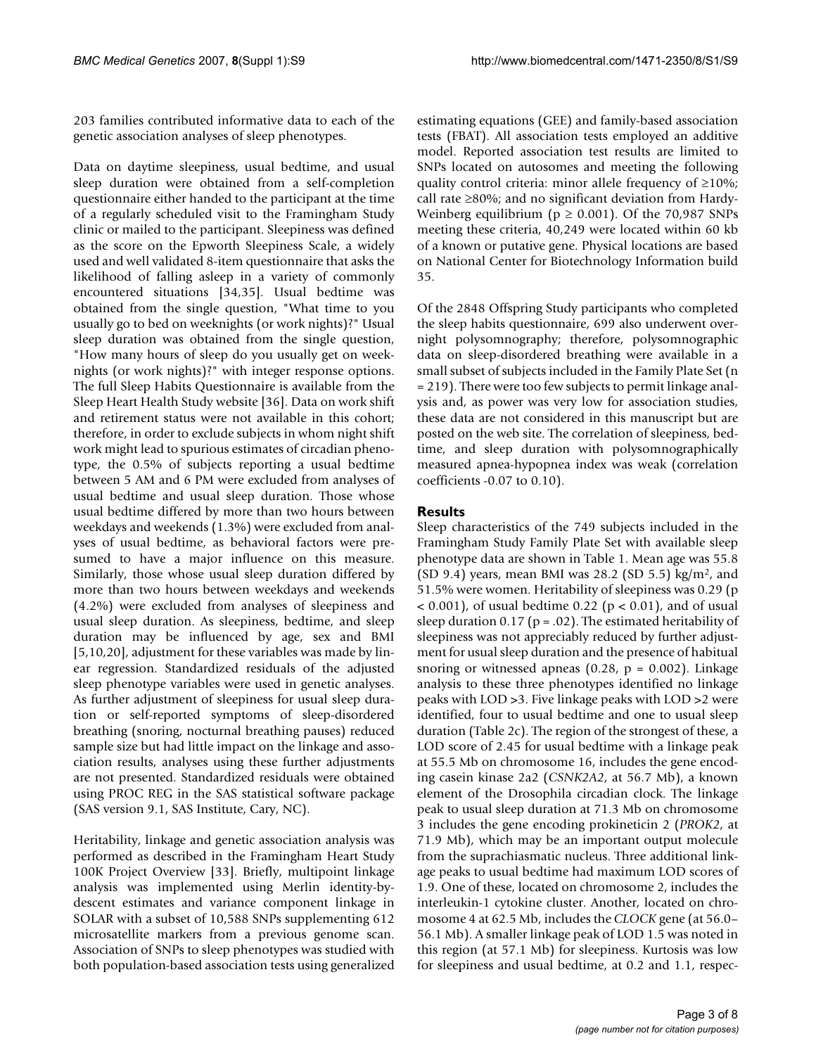203 families contributed informative data to each of the genetic association analyses of sleep phenotypes.

Data on daytime sleepiness, usual bedtime, and usual sleep duration were obtained from a self-completion questionnaire either handed to the participant at the time of a regularly scheduled visit to the Framingham Study clinic or mailed to the participant. Sleepiness was defined as the score on the Epworth Sleepiness Scale, a widely used and well validated 8-item questionnaire that asks the likelihood of falling asleep in a variety of commonly encountered situations [34,35]. Usual bedtime was obtained from the single question, "What time to you usually go to bed on weeknights (or work nights)?" Usual sleep duration was obtained from the single question, "How many hours of sleep do you usually get on weeknights (or work nights)?" with integer response options. The full Sleep Habits Questionnaire is available from the Sleep Heart Health Study website [36]. Data on work shift and retirement status were not available in this cohort; therefore, in order to exclude subjects in whom night shift work might lead to spurious estimates of circadian phenotype, the 0.5% of subjects reporting a usual bedtime between 5 AM and 6 PM were excluded from analyses of usual bedtime and usual sleep duration. Those whose usual bedtime differed by more than two hours between weekdays and weekends (1.3%) were excluded from analyses of usual bedtime, as behavioral factors were presumed to have a major influence on this measure. Similarly, those whose usual sleep duration differed by more than two hours between weekdays and weekends (4.2%) were excluded from analyses of sleepiness and usual sleep duration. As sleepiness, bedtime, and sleep duration may be influenced by age, sex and BMI [5,10,20], adjustment for these variables was made by linear regression. Standardized residuals of the adjusted sleep phenotype variables were used in genetic analyses. As further adjustment of sleepiness for usual sleep duration or self-reported symptoms of sleep-disordered breathing (snoring, nocturnal breathing pauses) reduced sample size but had little impact on the linkage and association results, analyses using these further adjustments are not presented. Standardized residuals were obtained using PROC REG in the SAS statistical software package (SAS version 9.1, SAS Institute, Cary, NC).

Heritability, linkage and genetic association analysis was performed as described in the Framingham Heart Study 100K Project Overview [33]. Briefly, multipoint linkage analysis was implemented using Merlin identity-by-descent estimates and variance component linkage in SOLAR with a subset of 10,588 SNPs supplementing 612 microsatellite markers from a previous genome scan. Association of SNPs to sleep phenotypes was studied with both population-based association tests using generalized estimating equations (GEE) and family-based association tests (FBAT). All association tests employed an additive model. Reported association test results are limited to SNPs located on autosomes and meeting the following quality control criteria: minor allele frequency of ≥10%; call rate ≥80%; and no significant deviation from Hardy-Weinberg equilibrium ($p \geq 0.001$). Of the 70,987 SNPs meeting these criteria, 40,249 were located within 60 kb of a known or putative gene. Physical locations are based on National Center for Biotechnology Information build 35.

Of the 2848 Offspring Study participants who completed the sleep habits questionnaire, 699 also underwent overnight polysomnography; therefore, polysomnographic data on sleep-disordered breathing were available in a small subset of subjects included in the Family Plate Set (n = 219). There were too few subjects to permit linkage analysis and, as power was very low for association studies, these data are not considered in this manuscript but are posted on the web site. The correlation of sleepiness, bedtime, and sleep duration with polysomnographically measured apnea-hypopnea index was weak (correlation coefficients -0.07 to 0.10).

## Results

Sleep characteristics of the 749 subjects included in the Framingham Study Family Plate Set with available sleep phenotype data are shown in Table 1. Mean age was 55.8 (SD 9.4) years, mean BMI was 28.2 (SD 5.5) kg/m$^2$, and 51.5% were women. Heritability of sleepiness was 0.29 ($p < 0.001$), of usual bedtime 0.22 ($p < 0.01$), and of usual sleep duration 0.17 ($p = .02$). The estimated heritability of sleepiness was not appreciably reduced by further adjustment for usual sleep duration and the presence of habitual snoring or witnessed apneas (0.28, $p = 0.002$). Linkage analysis to these three phenotypes identified no linkage peaks with LOD >3. Five linkage peaks with LOD >2 were identified, four to usual bedtime and one to usual sleep duration (Table 2c). The region of the strongest of these, a LOD score of 2.45 for usual bedtime with a linkage peak at 55.5 Mb on chromosome 16, includes the gene encoding casein kinase 2a2 (*CSNK2A2*, at 56.7 Mb), a known element of the Drosophila circadian clock. The linkage peak to usual sleep duration at 71.3 Mb on chromosome 3 includes the gene encoding prokineticin 2 (*PROK2*, at 71.9 Mb), which may be an important output molecule from the suprachiasmatic nucleus. Three additional linkage peaks to usual bedtime had maximum LOD scores of 1.9. One of these, located on chromosome 2, includes the interleukin-1 cytokine cluster. Another, located on chromosome 4 at 62.5 Mb, includes the *CLOCK* gene (at 56.0–56.1 Mb). A smaller linkage peak of LOD 1.5 was noted in this region (at 57.1 Mb) for sleepiness. Kurtosis was low for sleepiness and usual bedtime, at 0.2 and 1.1, respec-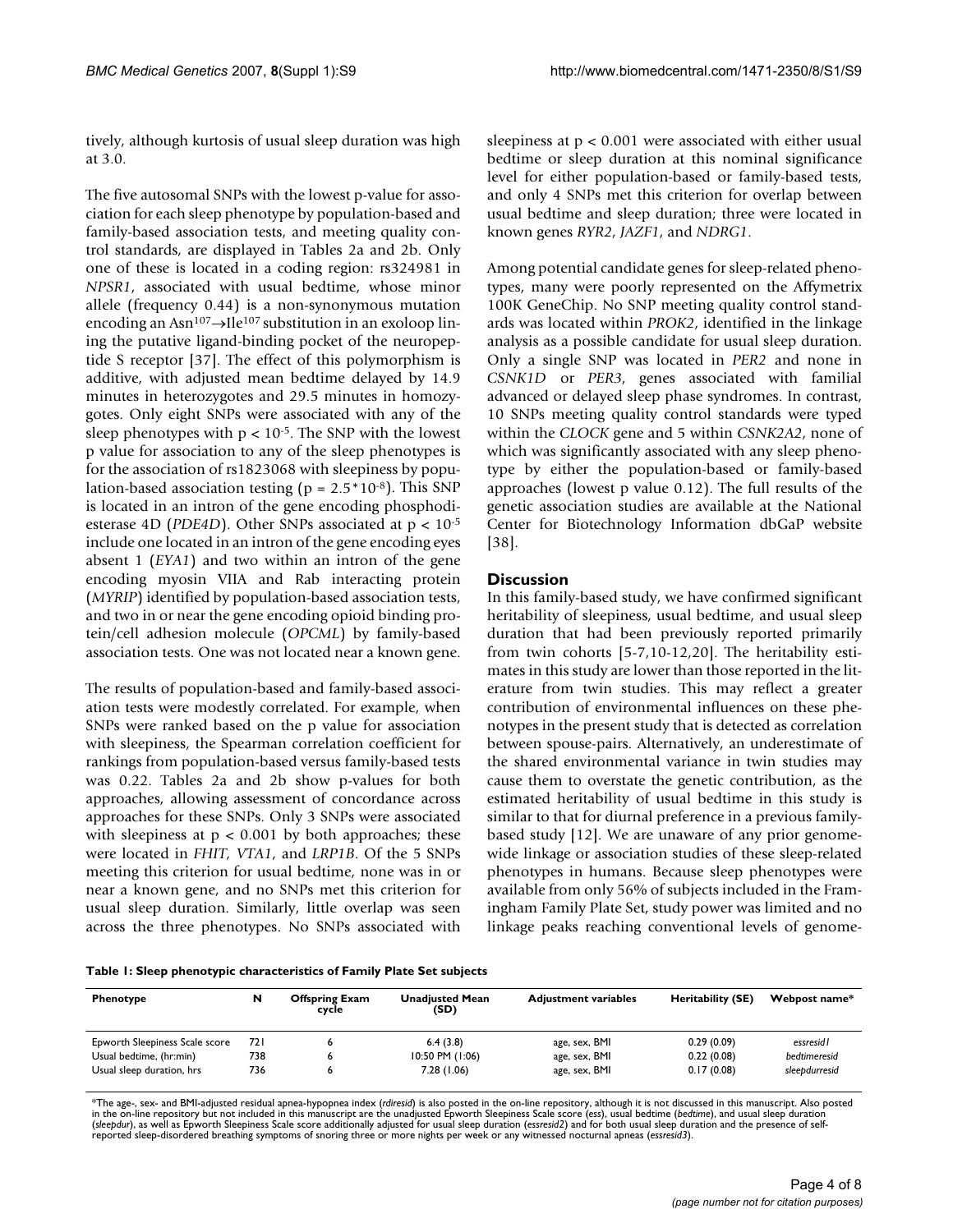tively, although kurtosis of usual sleep duration was high at 3.0.

The five autosomal SNPs with the lowest p-value for association for each sleep phenotype by population-based and family-based association tests, and meeting quality control standards, are displayed in Tables 2a and 2b. Only one of these is located in a coding region: rs324981 in *NPSR1*, associated with usual bedtime, whose minor allele (frequency 0.44) is a non-synonymous mutation encoding an $Asn^{107} \rightarrow Ile^{107}$ substitution in an exoloop lining the putative ligand-binding pocket of the neuropeptide S receptor [37]. The effect of this polymorphism is additive, with adjusted mean bedtime delayed by 14.9 minutes in heterozygotes and 29.5 minutes in homozygotes. Only eight SNPs were associated with any of the sleep phenotypes with $p < 10^{-5}$. The SNP with the lowest p value for association to any of the sleep phenotypes is for the association of rs1823068 with sleepiness by population-based association testing ($p = 2.5*10^{-8}$). This SNP is located in an intron of the gene encoding phosphodiesterase 4D (*PDE4D*). Other SNPs associated at $p < 10^{-5}$ include one located in an intron of the gene encoding eyes absent 1 (*EYA1*) and two within an intron of the gene encoding myosin VIIA and Rab interacting protein (*MYRIP*) identified by population-based association tests, and two in or near the gene encoding opioid binding protein/cell adhesion molecule (*OPCML*) by family-based association tests. One was not located near a known gene.

The results of population-based and family-based association tests were modestly correlated. For example, when SNPs were ranked based on the p value for association with sleepiness, the Spearman correlation coefficient for rankings from population-based versus family-based tests was 0.22. Tables 2a and 2b show p-values for both approaches, allowing assessment of concordance across approaches for these SNPs. Only 3 SNPs were associated with sleepiness at $p < 0.001$ by both approaches; these were located in *FHIT*, *VTA1*, and *LRP1B*. Of the 5 SNPs meeting this criterion for usual bedtime, none was in or near a known gene, and no SNPs met this criterion for usual sleep duration. Similarly, little overlap was seen across the three phenotypes. No SNPs associated with sleepiness at $p < 0.001$ were associated with either usual bedtime or sleep duration at this nominal significance level for either population-based or family-based tests, and only 4 SNPs met this criterion for overlap between usual bedtime and sleep duration; three were located in known genes *RYR2*, *JAZF1*, and *NDRG1*.

Among potential candidate genes for sleep-related phenotypes, many were poorly represented on the Affymetrix 100K GeneChip. No SNP meeting quality control standards was located within *PROK2*, identified in the linkage analysis as a possible candidate for usual sleep duration. Only a single SNP was located in *PER2* and none in *CSNK1D* or *PER3*, genes associated with familial advanced or delayed sleep phase syndromes. In contrast, 10 SNPs meeting quality control standards were typed within the *CLOCK* gene and 5 within *CSNK2A2*, none of which was significantly associated with any sleep phenotype by either the population-based or family-based approaches (lowest p value 0.12). The full results of the genetic association studies are available at the National Center for Biotechnology Information dbGaP website [38].

## Discussion

In this family-based study, we have confirmed significant heritability of sleepiness, usual bedtime, and usual sleep duration that had been previously reported primarily from twin cohorts [5-7,10-12,20]. The heritability estimates in this study are lower than those reported in the literature from twin studies. This may reflect a greater contribution of environmental influences on these phenotypes in the present study that is detected as correlation between spouse-pairs. Alternatively, an underestimate of the shared environmental variance in twin studies may cause them to overstate the genetic contribution, as the estimated heritability of usual bedtime in this study is similar to that for diurnal preference in a previous family-based study [12]. We are unaware of any prior genome-wide linkage or association studies of these sleep-related phenotypes in humans. Because sleep phenotypes were available from only 56% of subjects included in the Framingham Family Plate Set, study power was limited and no linkage peaks reaching conventional levels of genome-

**Table 1: Sleep phenotypic characteristics of Family Plate Set subjects**

| Phenotype | N | Offspring Exam cycle | Unadjusted Mean (SD) | Adjustment variables | Heritability (SE) | Webpost name* |
|---|---|---|---|---|---|---|
| Epworth Sleepiness Scale score | 721 | 6 | 6.4 (3.8) | age, sex, BMI | 0.29 (0.09) | *essresid1* |
| Usual bedtime, (hr:min) | 738 | 6 | 10:50 PM (1:06) | age, sex, BMI | 0.22 (0.08) | *bedtimeresid* |
| Usual sleep duration, hrs | 736 | 6 | 7.28 (1.06) | age, sex, BMI | 0.17 (0.08) | *sleepdurresid* |

*The age-, sex- and BMI-adjusted residual apnea-hypopnea index (*rdiresid*) is also posted in the on-line repository, although it is not discussed in this manuscript. Also posted in the on-line repository but not included in this manuscript are the unadjusted Epworth Sleepiness Scale score (*ess*), usual bedtime (*bedtime*), and usual sleep duration (*sleepdur*), as well as Epworth Sleepiness Scale score additionally adjusted for usual sleep duration (*essresid2*) and for both usual sleep duration and the presence of self-reported sleep-disordered breathing symptoms of snoring three or more nights per week or any witnessed nocturnal apneas (*essresid3*).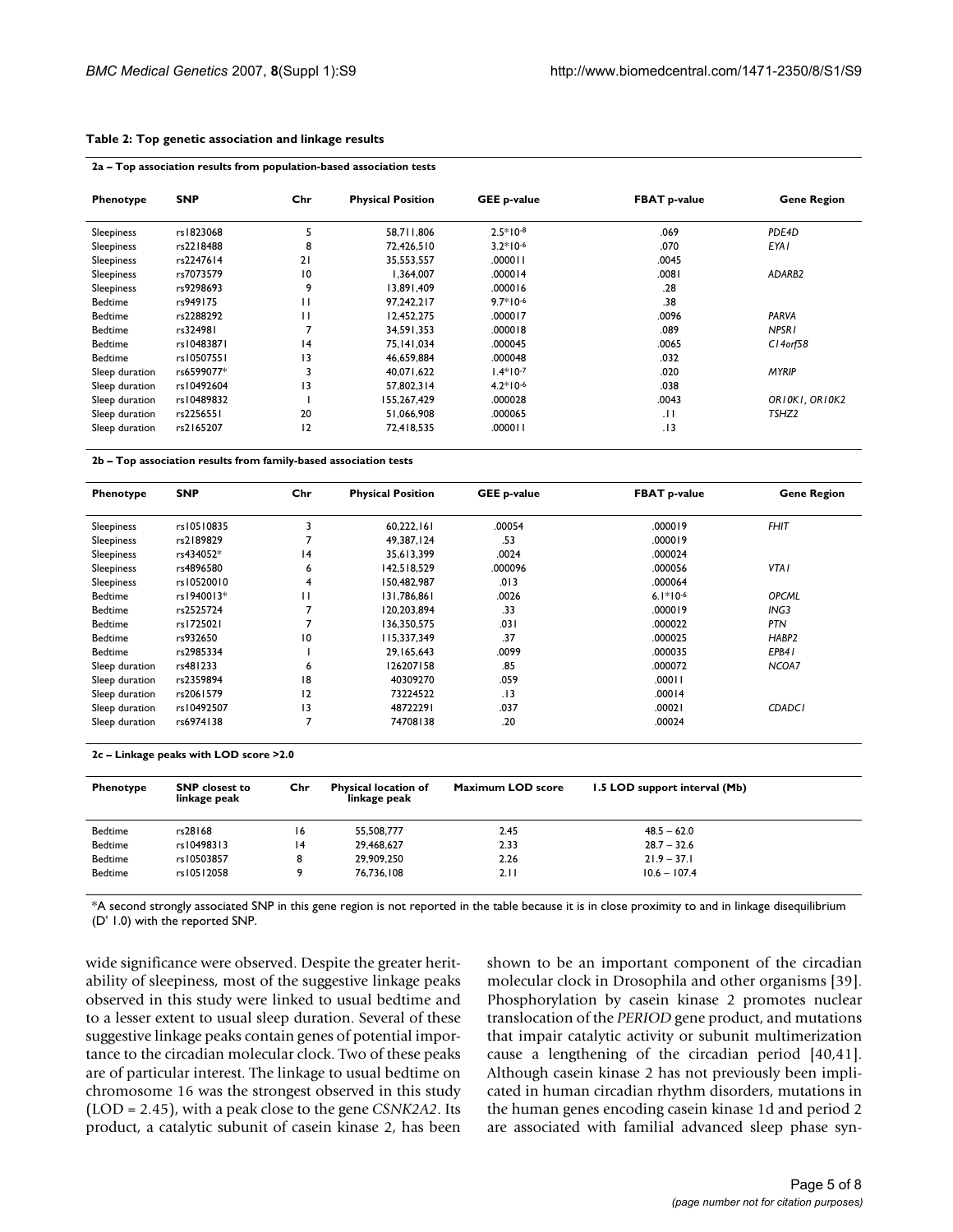**Table 2: Top genetic association and linkage results**

**2a – Top association results from population-based association tests**

| Phenotype | SNP | Chr | Physical Position | GEE p-value | FBAT p-value | Gene Region |
|---|---|---|---|---|---|---|
| Sleepiness | rs1823068 | 5 | 58,711,806 | $2.5*10^{-8}$ | .069 | *PDE4D* |
| Sleepiness | rs2218488 | 8 | 72,426,510 | $3.2*10^{-6}$ | .070 | *EYA1* |
| Sleepiness | rs2247614 | 21 | 35,553,557 | .000011 | .0045 | |
| Sleepiness | rs7073579 | 10 | 1,364,007 | .000014 | .0081 | *ADARB2* |
| Sleepiness | rs9298693 | 9 | 13,891,409 | .000016 | .28 | |
| Bedtime | rs949175 | 11 | 97,242,217 | $9.7*10^{-6}$ | .38 | |
| Bedtime | rs2288292 | 11 | 12,452,275 | .000017 | .0096 | *PARVA* |
| Bedtime | rs324981 | 7 | 34,591,353 | .000018 | .089 | *NPSR1* |
| Bedtime | rs10483871 | 14 | 75,141,034 | .000045 | .0065 | *C14orf58* |
| Bedtime | rs10507551 | 13 | 46,659,884 | .000048 | .032 | |
| Sleep duration | rs6599077* | 3 | 40,071,622 | $1.4*10^{-7}$ | .020 | *MYRIP* |
| Sleep duration | rs10492604 | 13 | 57,802,314 | $4.2*10^{-6}$ | .038 | |
| Sleep duration | rs10489832 | 1 | 155,267,429 | .000028 | .0043 | *OR10K1, OR10K2* |
| Sleep duration | rs2256551 | 20 | 51,066,908 | .000065 | .11 | *TSHZ2* |
| Sleep duration | rs2165207 | 12 | 72,418,535 | .000011 | .13 | |

**2b – Top association results from family-based association tests**

| Phenotype | SNP | Chr | Physical Position | GEE p-value | FBAT p-value | Gene Region |
|---|---|---|---|---|---|---|
| Sleepiness | rs10510835 | 3 | 60,222,161 | .00054 | .000019 | *FHIT* |
| Sleepiness | rs2189829 | 7 | 49,387,124 | .53 | .000019 | |
| Sleepiness | rs434052* | 14 | 35,613,399 | .0024 | .000024 | |
| Sleepiness | rs4896580 | 6 | 142,518,529 | .000096 | .000056 | *VTA1* |
| Sleepiness | rs10520010 | 4 | 150,482,987 | .013 | .000064 | |
| Bedtime | rs1940013* | 11 | 131,786,861 | .0026 | $6.1*10^{-6}$ | *OPCML* |
| Bedtime | rs2525724 | 7 | 120,203,894 | .33 | .000019 | *ING3* |
| Bedtime | rs1725021 | 7 | 136,350,575 | .031 | .000022 | *PTN* |
| Bedtime | rs932650 | 10 | 115,337,349 | .37 | .000025 | *HABP2* |
| Bedtime | rs2985334 | 1 | 29,165,643 | .0099 | .000035 | *EPB41* |
| Sleep duration | rs481233 | 6 | 126207158 | .85 | .000072 | *NCOA7* |
| Sleep duration | rs2359894 | 18 | 40309270 | .059 | .00011 | |
| Sleep duration | rs2061579 | 12 | 73224522 | .13 | .00014 | |
| Sleep duration | rs10492507 | 13 | 48722291 | .037 | .00021 | *CDADC1* |
| Sleep duration | rs6974138 | 7 | 74708138 | .20 | .00024 | |

**2c – Linkage peaks with LOD score >2.0**

| Phenotype | SNP closest to linkage peak | Chr | Physical location of linkage peak | Maximum LOD score | 1.5 LOD support interval (Mb) |
|---|---|---|---|---|---|
| Bedtime | rs28168 | 16 | 55,508,777 | 2.45 | 48.5 – 62.0 |
| Bedtime | rs10498313 | 14 | 29,468,627 | 2.33 | 28.7 – 32.6 |
| Bedtime | rs10503857 | 8 | 29,909,250 | 2.26 | 21.9 – 37.1 |
| Bedtime | rs10512058 | 9 | 76,736,108 | 2.11 | 10.6 – 107.4 |

*A second strongly associated SNP in this gene region is not reported in the table because it is in close proximity to and in linkage disequilibrium (D' 1.0) with the reported SNP.

wide significance were observed. Despite the greater heritability of sleepiness, most of the suggestive linkage peaks observed in this study were linked to usual bedtime and to a lesser extent to usual sleep duration. Several of these suggestive linkage peaks contain genes of potential importance to the circadian molecular clock. Two of these peaks are of particular interest. The linkage to usual bedtime on chromosome 16 was the strongest observed in this study (LOD = 2.45), with a peak close to the gene *CSNK2A2*. Its product, a catalytic subunit of casein kinase 2, has been shown to be an important component of the circadian molecular clock in Drosophila and other organisms [39]. Phosphorylation by casein kinase 2 promotes nuclear translocation of the *PERIOD* gene product, and mutations that impair catalytic activity or subunit multimerization cause a lengthening of the circadian period [40,41]. Although casein kinase 2 has not previously been implicated in human circadian rhythm disorders, mutations in the human genes encoding casein kinase 1d and period 2 are associated with familial advanced sleep phase syn-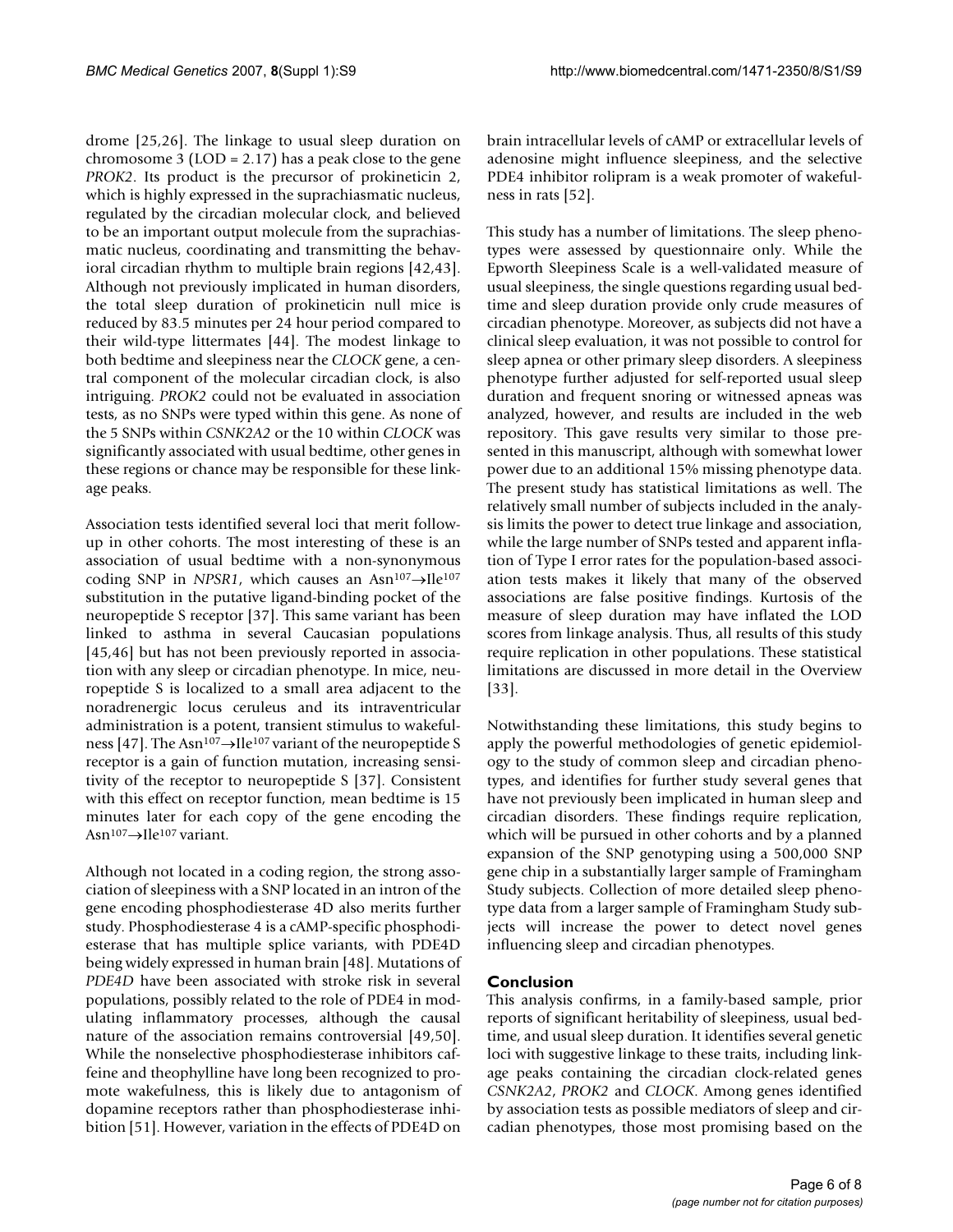drome [25,26]. The linkage to usual sleep duration on chromosome 3 (LOD = 2.17) has a peak close to the gene *PROK2*. Its product is the precursor of prokineticin 2, which is highly expressed in the suprachiasmatic nucleus, regulated by the circadian molecular clock, and believed to be an important output molecule from the suprachiasmatic nucleus, coordinating and transmitting the behavioral circadian rhythm to multiple brain regions [42,43]. Although not previously implicated in human disorders, the total sleep duration of prokineticin null mice is reduced by 83.5 minutes per 24 hour period compared to their wild-type littermates [44]. The modest linkage to both bedtime and sleepiness near the *CLOCK* gene, a central component of the molecular circadian clock, is also intriguing. *PROK2* could not be evaluated in association tests, as no SNPs were typed within this gene. As none of the 5 SNPs within *CSNK2A2* or the 10 within *CLOCK* was significantly associated with usual bedtime, other genes in these regions or chance may be responsible for these linkage peaks.

Association tests identified several loci that merit follow-up in other cohorts. The most interesting of these is an association of usual bedtime with a non-synonymous coding SNP in *NPSR1*, which causes an $Asn^{107} \rightarrow Ile^{107}$ substitution in the putative ligand-binding pocket of the neuropeptide S receptor [37]. This same variant has been linked to asthma in several Caucasian populations [45,46] but has not been previously reported in association with any sleep or circadian phenotype. In mice, neuropeptide S is localized to a small area adjacent to the noradrenergic locus ceruleus and its intraventricular administration is a potent, transient stimulus to wakefulness [47]. The $Asn^{107} \rightarrow Ile^{107}$ variant of the neuropeptide S receptor is a gain of function mutation, increasing sensitivity of the receptor to neuropeptide S [37]. Consistent with this effect on receptor function, mean bedtime is 15 minutes later for each copy of the gene encoding the $Asn^{107} \rightarrow Ile^{107}$ variant.

Although not located in a coding region, the strong association of sleepiness with a SNP located in an intron of the gene encoding phosphodiesterase 4D also merits further study. Phosphodiesterase 4 is a cAMP-specific phosphodiesterase that has multiple splice variants, with PDE4D being widely expressed in human brain [48]. Mutations of *PDE4D* have been associated with stroke risk in several populations, possibly related to the role of PDE4 in modulating inflammatory processes, although the causal nature of the association remains controversial [49,50]. While the nonselective phosphodiesterase inhibitors caffeine and theophylline have long been recognized to promote wakefulness, this is likely due to antagonism of dopamine receptors rather than phosphodiesterase inhibition [51]. However, variation in the effects of PDE4D on brain intracellular levels of cAMP or extracellular levels of adenosine might influence sleepiness, and the selective PDE4 inhibitor rolipram is a weak promoter of wakefulness in rats [52].

This study has a number of limitations. The sleep phenotypes were assessed by questionnaire only. While the Epworth Sleepiness Scale is a well-validated measure of usual sleepiness, the single questions regarding usual bedtime and sleep duration provide only crude measures of circadian phenotype. Moreover, as subjects did not have a clinical sleep evaluation, it was not possible to control for sleep apnea or other primary sleep disorders. A sleepiness phenotype further adjusted for self-reported usual sleep duration and frequent snoring or witnessed apneas was analyzed, however, and results are included in the web repository. This gave results very similar to those presented in this manuscript, although with somewhat lower power due to an additional 15% missing phenotype data. The present study has statistical limitations as well. The relatively small number of subjects included in the analysis limits the power to detect true linkage and association, while the large number of SNPs tested and apparent inflation of Type I error rates for the population-based association tests makes it likely that many of the observed associations are false positive findings. Kurtosis of the measure of sleep duration may have inflated the LOD scores from linkage analysis. Thus, all results of this study require replication in other populations. These statistical limitations are discussed in more detail in the Overview [33].

Notwithstanding these limitations, this study begins to apply the powerful methodologies of genetic epidemiology to the study of common sleep and circadian phenotypes, and identifies for further study several genes that have not previously been implicated in human sleep and circadian disorders. These findings require replication, which will be pursued in other cohorts and by a planned expansion of the SNP genotyping using a 500,000 SNP gene chip in a substantially larger sample of Framingham Study subjects. Collection of more detailed sleep phenotype data from a larger sample of Framingham Study subjects will increase the power to detect novel genes influencing sleep and circadian phenotypes.

## Conclusion

This analysis confirms, in a family-based sample, prior reports of significant heritability of sleepiness, usual bedtime, and usual sleep duration. It identifies several genetic loci with suggestive linkage to these traits, including linkage peaks containing the circadian clock-related genes *CSNK2A2*, *PROK2* and *CLOCK*. Among genes identified by association tests as possible mediators of sleep and circadian phenotypes, those most promising based on the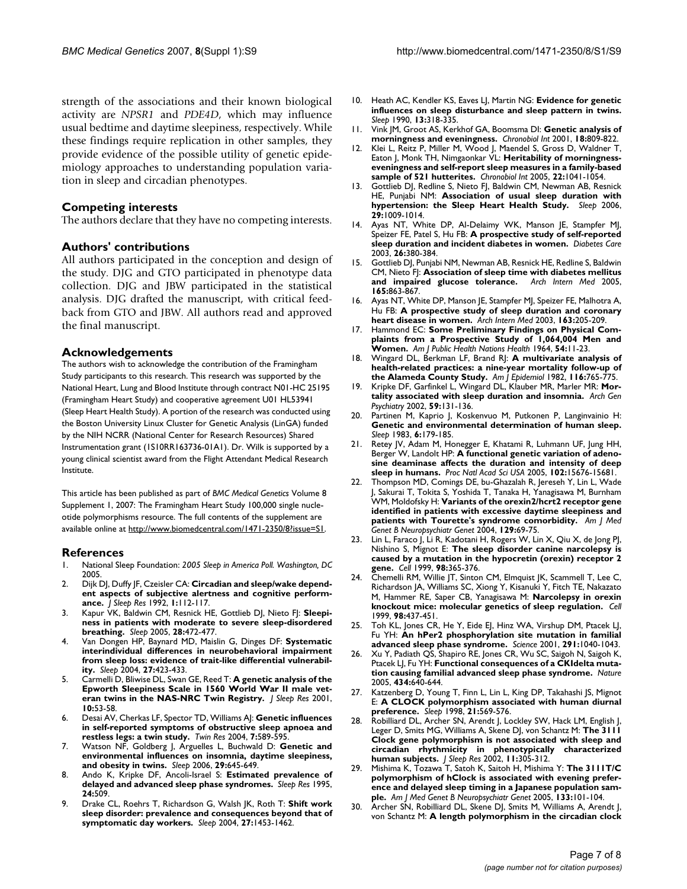strength of the associations and their known biological activity are *NPSR1* and *PDE4D*, which may influence usual bedtime and daytime sleepiness, respectively. While these findings require replication in other samples, they provide evidence of the possible utility of genetic epidemiology approaches to understanding population variation in sleep and circadian phenotypes.

## Competing interests

The authors declare that they have no competing interests.

## Authors' contributions

All authors participated in the conception and design of the study. DJG and GTO participated in phenotype data collection. DJG and JBW participated in the statistical analysis. DJG drafted the manuscript, with critical feedback from GTO and JBW. All authors read and approved the final manuscript.

## Acknowledgements

The authors wish to acknowledge the contribution of the Framingham Study participants to this research. This research was supported by the National Heart, Lung and Blood Institute through contract N01-HC 25195 (Framingham Heart Study) and cooperative agreement U01 HL53941 (Sleep Heart Health Study). A portion of the research was conducted using the Boston University Linux Cluster for Genetic Analysis (LinGA) funded by the NIH NCRR (National Center for Research Resources) Shared Instrumentation grant (1S10RR163736-01A1). Dr. Wilk is supported by a young clinical scientist award from the Flight Attendant Medical Research Institute.

This article has been published as part of *BMC Medical Genetics* Volume 8 Supplement 1, 2007: The Framingham Heart Study 100,000 single nucleotide polymorphisms resource. The full contents of the supplement are available online at http://www.biomedcentral.com/1471-2350/8?issue=S1.

## References

1. National Sleep Foundation: *2005 Sleep in America Poll. Washington, DC* 2005.
2. Dijk DJ, Duffy JF, Czeisler CA: **Circadian and sleep/wake dependent aspects of subjective alertness and cognitive performance.** *J Sleep Res* 1992, **1:**112-117.
3. Kapur VK, Baldwin CM, Resnick HE, Gottlieb DJ, Nieto FJ: **Sleepiness in patients with moderate to severe sleep-disordered breathing.** *Sleep* 2005, **28:**472-477.
4. Van Dongen HP, Baynard MD, Maislin G, Dinges DF: **Systematic interindividual differences in neurobehavioral impairment from sleep loss: evidence of trait-like differential vulnerability.** *Sleep* 2004, **27:**423-433.
5. Carmelli D, Bliwise DL, Swan GE, Reed T: **A genetic analysis of the Epworth Sleepiness Scale in 1560 World War II male veteran twins in the NAS-NRC Twin Registry.** *J Sleep Res* 2001, **10:**53-58.
6. Desai AV, Cherkas LF, Spector TD, Williams AJ: **Genetic influences in self-reported symptoms of obstructive sleep apnoea and restless legs: a twin study.** *Twin Res* 2004, **7:**589-595.
7. Watson NF, Goldberg J, Arguelles L, Buchwald D: **Genetic and environmental influences on insomnia, daytime sleepiness, and obesity in twins.** *Sleep* 2006, **29:**645-649.
8. Ando K, Kripke DF, Ancoli-Israel S: **Estimated prevalence of delayed and advanced sleep phase syndromes.** *Sleep Res* 1995, **24:**509.
9. Drake CL, Roehrs T, Richardson G, Walsh JK, Roth T: **Shift work sleep disorder: prevalence and consequences beyond that of symptomatic day workers.** *Sleep* 2004, **27:**1453-1462.
10. Heath AC, Kendler KS, Eaves LJ, Martin NG: **Evidence for genetic influences on sleep disturbance and sleep pattern in twins.** *Sleep* 1990, **13:**318-335.
11. Vink JM, Groot AS, Kerkhof GA, Boomsma DI: **Genetic analysis of morningness and eveningness.** *Chronobiol Int* 2001, **18:**809-822.
12. Klei L, Reitz P, Miller M, Wood J, Maendel S, Gross D, Waldner T, Eaton J, Monk TH, Nimgaonkar VL: **Heritability of morningness-eveningness and self-report sleep measures in a family-based sample of 521 hutterites.** *Chronobiol Int* 2005, **22:**1041-1054.
13. Gottlieb DJ, Redline S, Nieto FJ, Baldwin CM, Newman AB, Resnick HE, Punjabi NM: **Association of usual sleep duration with hypertension: the Sleep Heart Health Study.** *Sleep* 2006, **29:**1009-1014.
14. Ayas NT, White DP, Al-Delaimy WK, Manson JE, Stampfer MJ, Speizer FE, Patel S, Hu FB: **A prospective study of self-reported sleep duration and incident diabetes in women.** *Diabetes Care* 2003, **26:**380-384.
15. Gottlieb DJ, Punjabi NM, Newman AB, Resnick HE, Redline S, Baldwin CM, Nieto FJ: **Association of sleep time with diabetes mellitus and impaired glucose tolerance.** *Arch Intern Med* 2005, **165:**863-867.
16. Ayas NT, White DP, Manson JE, Stampfer MJ, Speizer FE, Malhotra A, Hu FB: **A prospective study of sleep duration and coronary heart disease in women.** *Arch Intern Med* 2003, **163:**205-209.
17. Hammond EC: **Some Preliminary Findings on Physical Complaints from a Prospective Study of 1,064,004 Men and Women.** *Am J Public Health Nations Health* 1964, **54:**11-23.
18. Wingard DL, Berkman LF, Brand RJ: **A multivariate analysis of health-related practices: a nine-year mortality follow-up of the Alameda County Study.** *Am J Epidemiol* 1982, **116:**765-775.
19. Kripke DF, Garfinkel L, Wingard DL, Klauber MR, Marler MR: **Mortality associated with sleep duration and insomnia.** *Arch Gen Psychiatry* 2002, **59:**131-136.
20. Partinen M, Kaprio J, Koskenvuo M, Putkonen P, Langinvainio H: **Genetic and environmental determination of human sleep.** *Sleep* 1983, **6:**179-185.
21. Retey JV, Adam M, Honegger E, Khatami R, Luhmann UF, Jung HH, Berger W, Landolt HP: **A functional genetic variation of adenosine deaminase affects the duration and intensity of deep sleep in humans.** *Proc Natl Acad Sci USA* 2005, **102:**15676-15681.
22. Thompson MD, Comings DE, bu-Ghazalah R, Jereseh Y, Lin L, Wade J, Sakurai T, Tokita S, Yoshida T, Tanaka H, Yanagisawa M, Burnham WM, Moldofsky H: **Variants of the orexin2/hcrt2 receptor gene identified in patients with excessive daytime sleepiness and patients with Tourette's syndrome comorbidity.** *Am J Med Genet B Neuropsychiatr Genet* 2004, **129:**69-75.
23. Lin L, Faraco J, Li R, Kadotani H, Rogers W, Lin X, Qiu X, de Jong PJ, Nishino S, Mignot E: **The sleep disorder canine narcolepsy is caused by a mutation in the hypocretin (orexin) receptor 2 gene.** *Cell* 1999, **98:**365-376.
24. Chemelli RM, Willie JT, Sinton CM, Elmquist JK, Scammell T, Lee C, Richardson JA, Williams SC, Xiong Y, Kisanuki Y, Fitch TE, Nakazato M, Hammer RE, Saper CB, Yanagisawa M: **Narcolepsy in orexin knockout mice: molecular genetics of sleep regulation.** *Cell* 1999, **98:**437-451.
25. Toh KL, Jones CR, He Y, Eide EJ, Hinz WA, Virshup DM, Ptacek LJ, Fu YH: **An hPer2 phosphorylation site mutation in familial advanced sleep phase syndrome.** *Science* 2001, **291:**1040-1043.
26. Xu Y, Padiath QS, Shapiro RE, Jones CR, Wu SC, Saigoh N, Saigoh K, Ptacek LJ, Fu YH: **Functional consequences of a CKIdelta mutation causing familial advanced sleep phase syndrome.** *Nature* 2005, **434:**640-644.
27. Katzenberg D, Young T, Finn L, Lin L, King DP, Takahashi JS, Mignot E: **A CLOCK polymorphism associated with human diurnal preference.** *Sleep* 1998, **21:**569-576.
28. Robilliard DL, Archer SN, Arendt J, Lockley SW, Hack LM, English J, Leger D, Smits MG, Williams A, Skene DJ, von Schantz M: **The 3111 Clock gene polymorphism is not associated with sleep and circadian rhythmicity in phenotypically characterized human subjects.** *J Sleep Res* 2002, **11:**305-312.
29. Mishima K, Tozawa T, Satoh K, Saitoh H, Mishima Y: **The 3111T/C polymorphism of hClock is associated with evening preference and delayed sleep timing in a Japanese population sample.** *Am J Med Genet B Neuropsychiatr Genet* 2005, **133:**101-104.
30. Archer SN, Robilliard DL, Skene DJ, Smits M, Williams A, Arendt J, von Schantz M: **A length polymorphism in the circadian clock**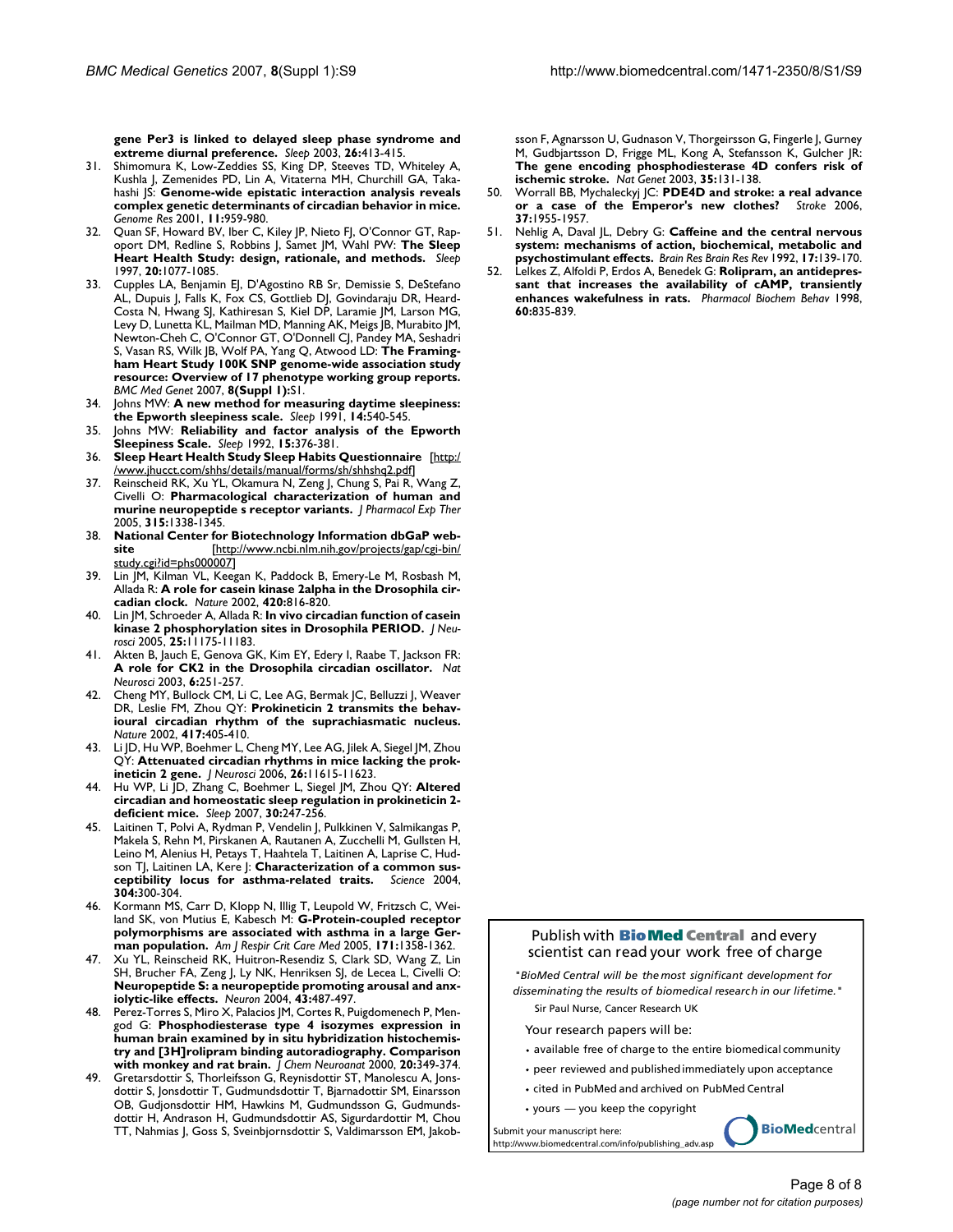gene Per3 is linked to delayed sleep phase syndrome and extreme diurnal preference. *Sleep* 2003, **26**:413-415.

31. Shimomura K, Low-Zeddies SS, King DP, Steeves TD, Whiteley A, Kushla J, Zemenides PD, Lin A, Vitaterna MH, Churchill GA, Takahashi JS: **Genome-wide epistatic interaction analysis reveals complex genetic determinants of circadian behavior in mice.** *Genome Res* 2001, **11**:959-980.
32. Quan SF, Howard BV, Iber C, Kiley JP, Nieto FJ, O'Connor GT, Rapoport DM, Redline S, Robbins J, Samet JM, Wahl PW: **The Sleep Heart Health Study: design, rationale, and methods.** *Sleep* 1997, **20**:1077-1085.
33. Cupples LA, Benjamin EJ, D'Agostino RB Sr, Demissie S, DeStefano AL, Dupuis J, Falls K, Fox CS, Gottlieb DJ, Govindaraju DR, Heard-Costa N, Hwang SJ, Kathiresan S, Kiel DP, Laramie JM, Larson MG, Levy D, Lunetta KL, Mailman MD, Manning AK, Meigs JB, Murabito JM, Newton-Cheh C, O'Connor GT, O'Donnell CJ, Pandey MA, Seshadri S, Vasan RS, Wilk JB, Wolf PA, Yang Q, Atwood LD: **The Framingham Heart Study 100K SNP genome-wide association study resource: Overview of 17 phenotype working group reports.** *BMC Med Genet* 2007, **8(Suppl 1)**:S1.
34. Johns MW: **A new method for measuring daytime sleepiness: the Epworth sleepiness scale.** *Sleep* 1991, **14**:540-545.
35. Johns MW: **Reliability and factor analysis of the Epworth Sleepiness Scale.** *Sleep* 1992, **15**:376-381.
36. **Sleep Heart Health Study Sleep Habits Questionnaire** [http://www.jhucct.com/shhs/details/manual/forms/sh/shhshq2.pdf]
37. Reinscheid RK, Xu YL, Okamura N, Zeng J, Chung S, Pai R, Wang Z, Civelli O: **Pharmacological characterization of human and murine neuropeptide s receptor variants.** *J Pharmacol Exp Ther* 2005, **315**:1338-1345.
38. **National Center for Biotechnology Information dbGaP website** [http://www.ncbi.nlm.nih.gov/projects/gap/cgi-bin/study.cgi?id=phs000007]
39. Lin JM, Kilman VL, Keegan K, Paddock B, Emery-Le M, Rosbash M, Allada R: **A role for casein kinase 2alpha in the Drosophila circadian clock.** *Nature* 2002, **420**:816-820.
40. Lin JM, Schroeder A, Allada R: **In vivo circadian function of casein kinase 2 phosphorylation sites in Drosophila PERIOD.** *J Neurosci* 2005, **25**:11175-11183.
41. Akten B, Jauch E, Genova GK, Kim EY, Edery I, Raabe T, Jackson FR: **A role for CK2 in the Drosophila circadian oscillator.** *Nat Neurosci* 2003, **6**:251-257.
42. Cheng MY, Bullock CM, Li C, Lee AG, Bermak JC, Belluzzi J, Weaver DR, Leslie FM, Zhou QY: **Prokineticin 2 transmits the behavioural circadian rhythm of the suprachiasmatic nucleus.** *Nature* 2002, **417**:405-410.
43. Li JD, Hu WP, Boehmer L, Cheng MY, Lee AG, Jilek A, Siegel JM, Zhou QY: **Attenuated circadian rhythms in mice lacking the prokineticin 2 gene.** *J Neurosci* 2006, **26**:11615-11623.
44. Hu WP, Li JD, Zhang C, Boehmer L, Siegel JM, Zhou QY: **Altered circadian and homeostatic sleep regulation in prokineticin 2-deficient mice.** *Sleep* 2007, **30**:247-256.
45. Laitinen T, Polvi A, Rydman P, Vendelin J, Pulkkinen V, Salmikangas P, Makela S, Rehn M, Pirskanen A, Rautanen A, Zucchelli M, Gullsten H, Leino M, Alenius H, Petays T, Haahtela T, Laitinen A, Laprise C, Hudson TJ, Laitinen LA, Kere J: **Characterization of a common susceptibility locus for asthma-related traits.** *Science* 2004, **304**:300-304.
46. Kormann MS, Carr D, Klopp N, Illig T, Leupold W, Fritzsch C, Weiland SK, von Mutius E, Kabesch M: **G-Protein-coupled receptor polymorphisms are associated with asthma in a large German population.** *Am J Respir Crit Care Med* 2005, **171**:1358-1362.
47. Xu YL, Reinscheid RK, Huitron-Resendiz S, Clark SD, Wang Z, Lin SH, Brucher FA, Zeng J, Ly NK, Henriksen SJ, de Lecea L, Civelli O: **Neuropeptide S: a neuropeptide promoting arousal and anxiolytic-like effects.** *Neuron* 2004, **43**:487-497.
48. Perez-Torres S, Miro X, Palacios JM, Cortes R, Puigdomenech P, Mengod G: **Phosphodiesterase type 4 isozymes expression in human brain examined by in situ hybridization histochemistry and [3H]rolipram binding autoradiography. Comparison with monkey and rat brain.** *J Chem Neuroanat* 2000, **20**:349-374.
49. Gretarsdottir S, Thorleifsson G, Reynisdottir ST, Manolescu A, Jonsdottir S, Jonsdottir T, Gudmundsdottir T, Bjarnadottir SM, Einarsson OB, Gudjonsdottir HM, Hawkins M, Gudmundsson G, Gudmundsdottir H, Andrason H, Gudmundsdottir AS, Sigurdardottir M, Chou TT, Nahmias J, Goss S, Sveinbjornsdottir S, Valdimarsson EM, Jakobsson F, Agnarsson U, Gudnason V, Thorgeirsson G, Fingerle J, Gurney M, Gudbjartsson D, Frigge ML, Kong A, Stefansson K, Gulcher JR: **The gene encoding phosphodiesterase 4D confers risk of ischemic stroke.** *Nat Genet* 2003, **35**:131-138.
50. Worrall BB, Mychaleckyj JC: **PDE4D and stroke: a real advance or a case of the Emperor's new clothes?** *Stroke* 2006, **37**:1955-1957.
51. Nehlig A, Daval JL, Debry G: **Caffeine and the central nervous system: mechanisms of action, biochemical, metabolic and psychostimulant effects.** *Brain Res Brain Res Rev* 1992, **17**:139-170.
52. Lelkes Z, Alfoldi P, Erdos A, Benedek G: **Rolipram, an antidepressant that increases the availability of cAMP, transiently enhances wakefulness in rats.** *Pharmacol Biochem Behav* 1998, **60**:835-839.

Publish with **BioMed Central** and every scientist can read your work free of charge

*"BioMed Central will be the most significant development for disseminating the results of biomedical research in our lifetime."*

Sir Paul Nurse, Cancer Research UK

Your research papers will be:

- available free of charge to the entire biomedical community
- peer reviewed and published immediately upon acceptance
- cited in PubMed and archived on PubMed Central
- yours — you keep the copyright

Submit your manuscript here:
http://www.biomedcentral.com/info/publishing_adv.asp

**BioMed**central